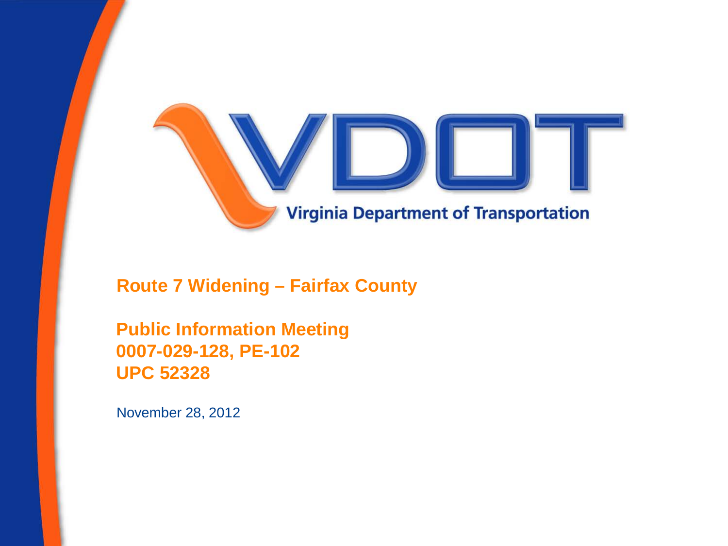VDOT

Virginia Department of Transportation

# Route 7 Widening – Fairfax County

## Public Information Meeting
## 0007-029-128, PE-102
## UPC 52328

November 28, 2012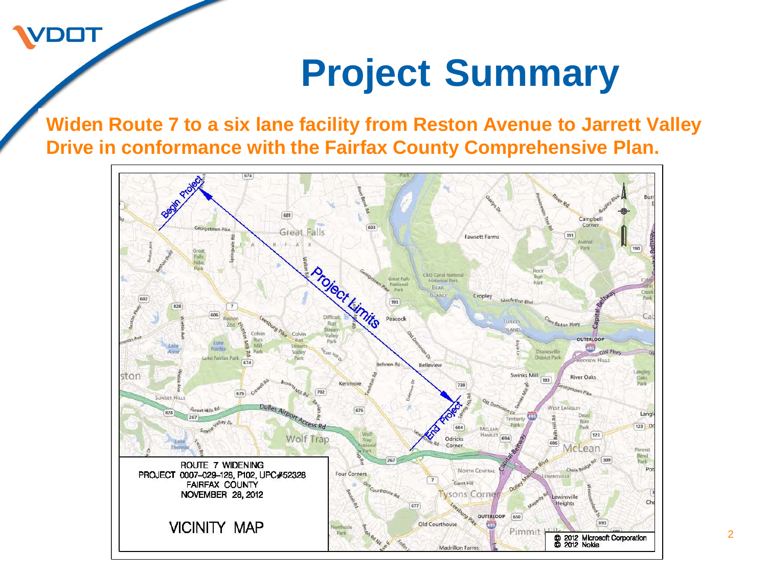# Project Summary

**Widen Route 7 to a six lane facility from Reston Avenue to Jarrett Valley Drive in conformance with the Fairfax County Comprehensive Plan.**

ROUTE 7 WIDENING
PROJECT 0007-029-128, P102, UPC#52328
FAIRFAX COUNTY
NOVEMBER 28, 2012

VICINITY MAP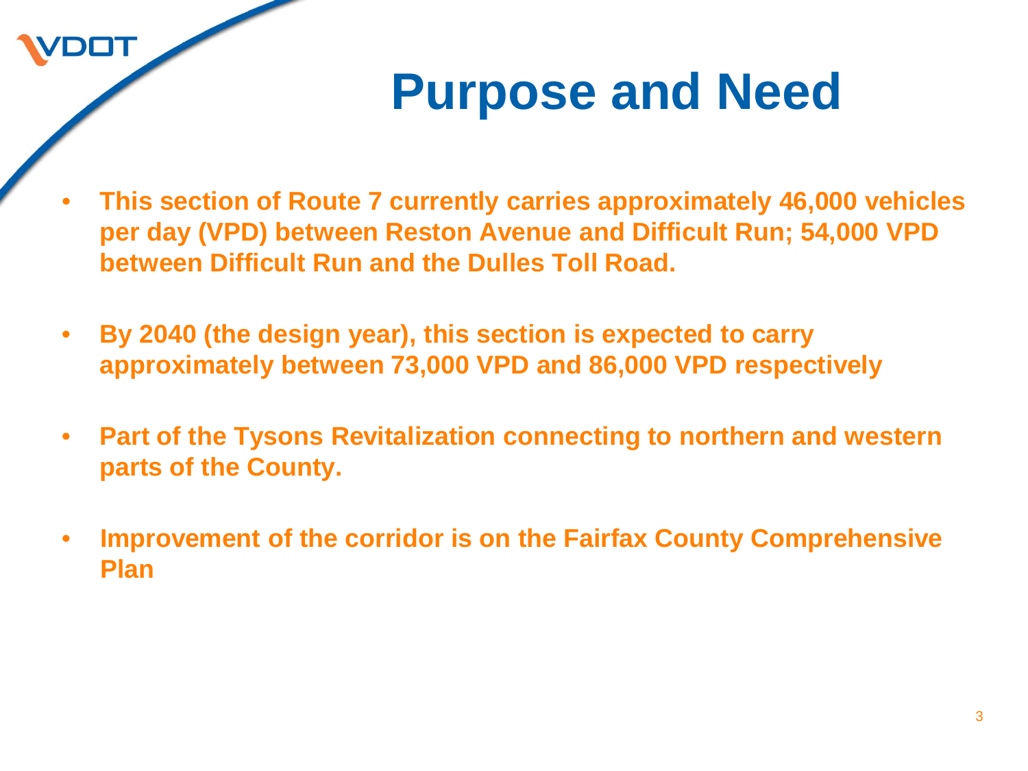# Purpose and Need

- **This section of Route 7 currently carries approximately 46,000 vehicles per day (VPD) between Reston Avenue and Difficult Run; 54,000 VPD between Difficult Run and the Dulles Toll Road.**

- **By 2040 (the design year), this section is expected to carry approximately between 73,000 VPD and 86,000 VPD respectively**

- **Part of the Tysons Revitalization connecting to northern and western parts of the County.**

- **Improvement of the corridor is on the Fairfax County Comprehensive Plan**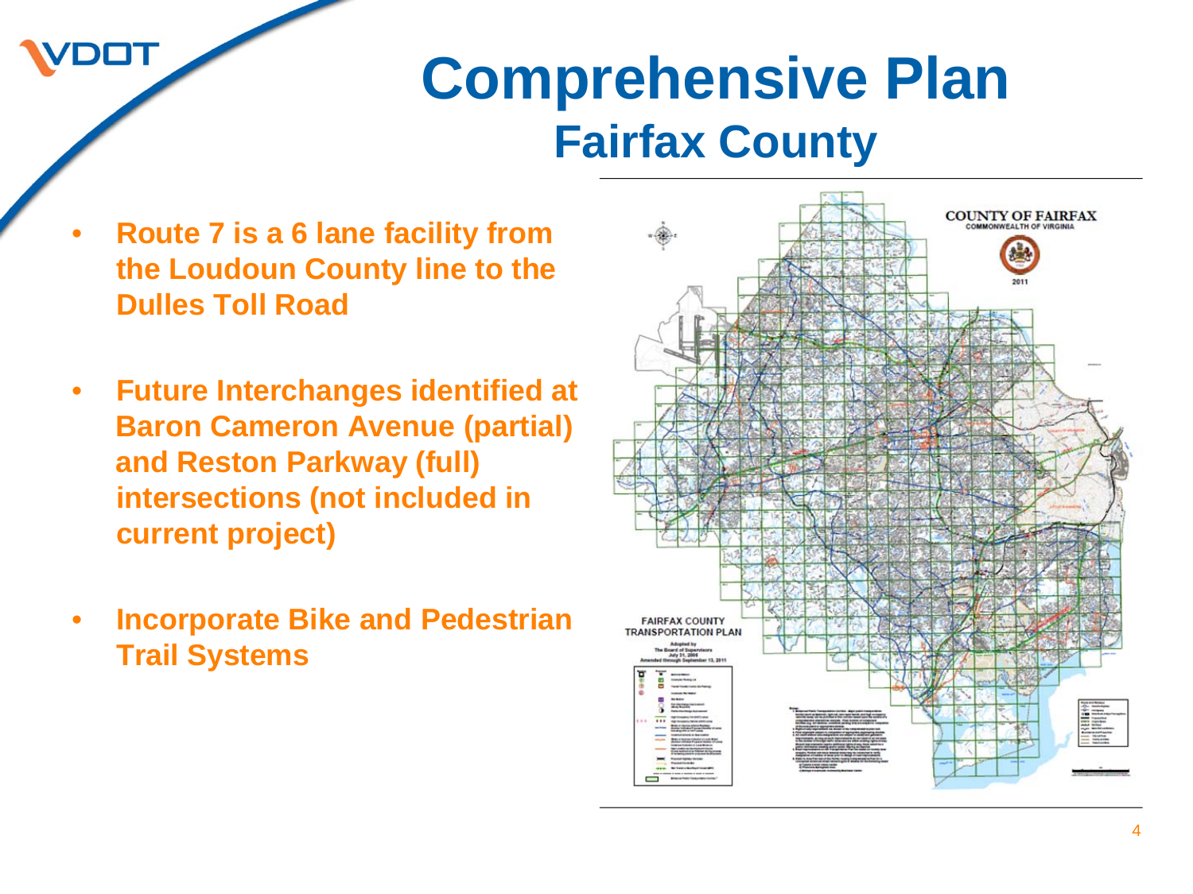# Comprehensive Plan
## Fairfax County

- **Route 7 is a 6 lane facility from the Loudoun County line to the Dulles Toll Road**
- **Future Interchanges identified at Baron Cameron Avenue (partial) and Reston Parkway (full) intersections (not included in current project)**
- **Incorporate Bike and Pedestrian Trail Systems**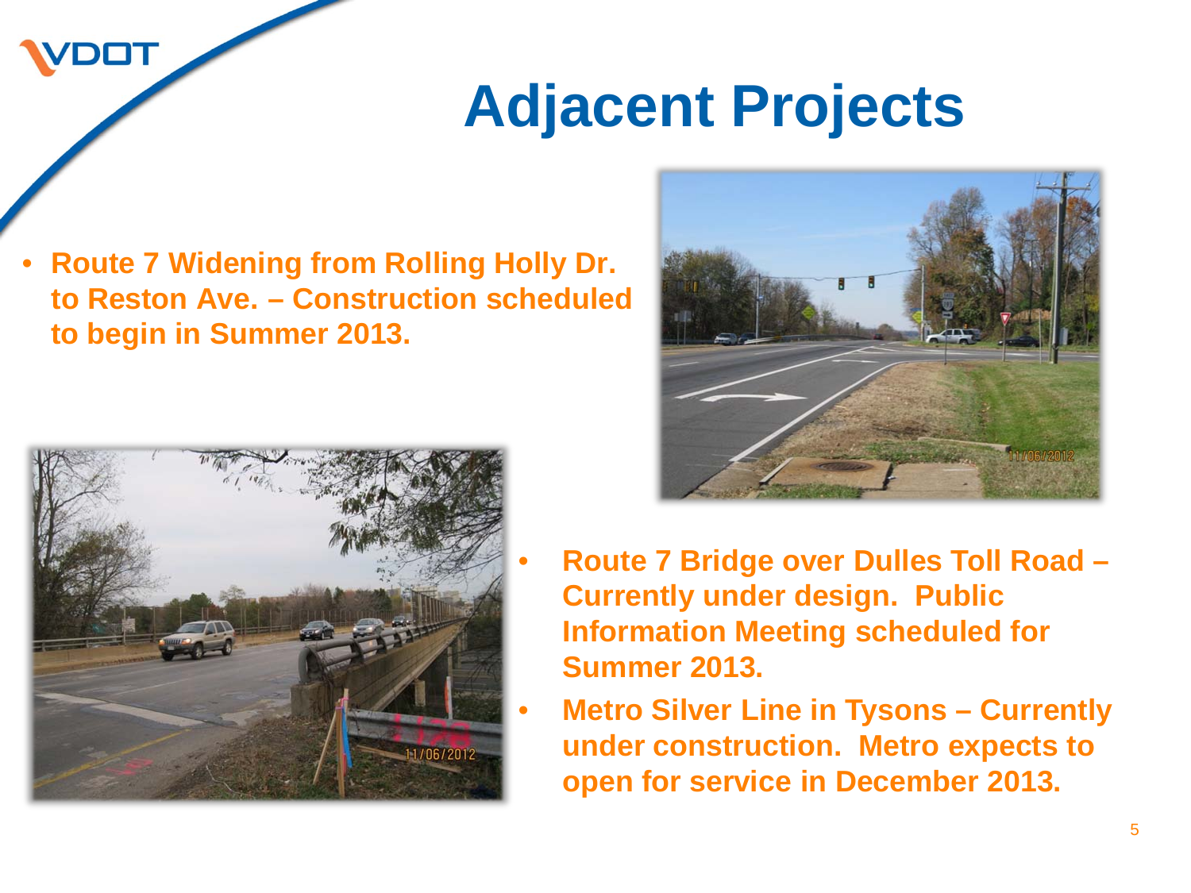# Adjacent Projects

- **Route 7 Widening from Rolling Holly Dr. to Reston Ave. – Construction scheduled to begin in Summer 2013.**

- **Route 7 Bridge over Dulles Toll Road – Currently under design. Public Information Meeting scheduled for Summer 2013.**
- **Metro Silver Line in Tysons – Currently under construction. Metro expects to open for service in December 2013.**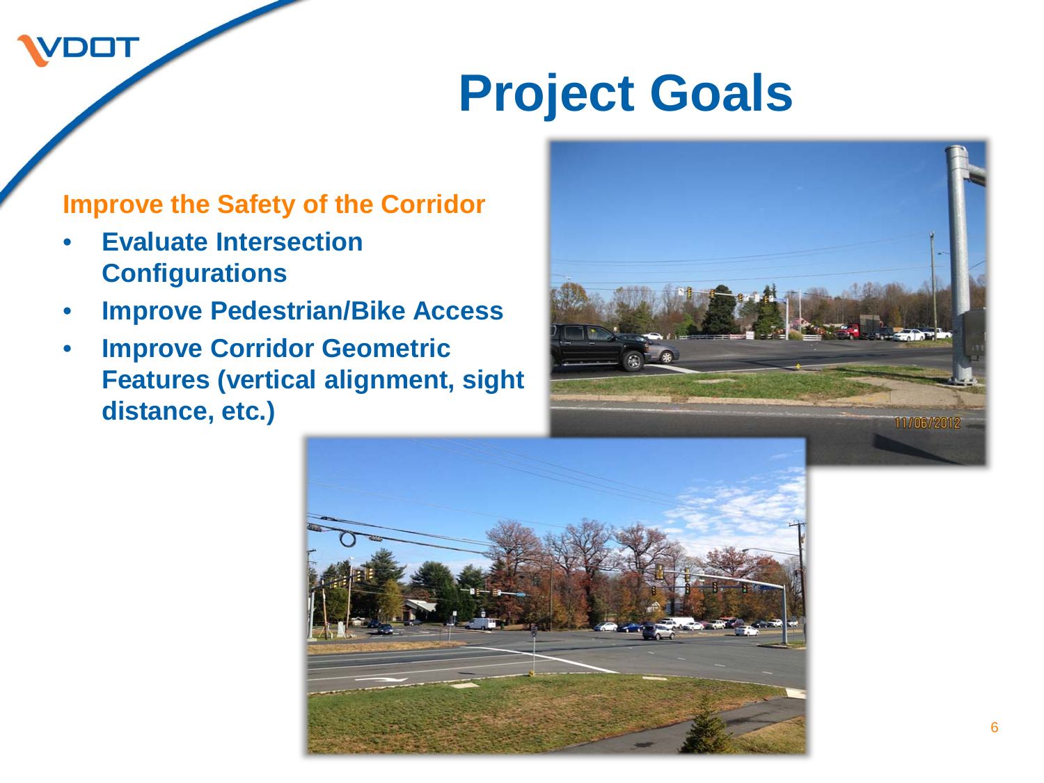# Project Goals

**Improve the Safety of the Corridor**

- **Evaluate Intersection Configurations**
- **Improve Pedestrian/Bike Access**
- **Improve Corridor Geometric Features (vertical alignment, sight distance, etc.)**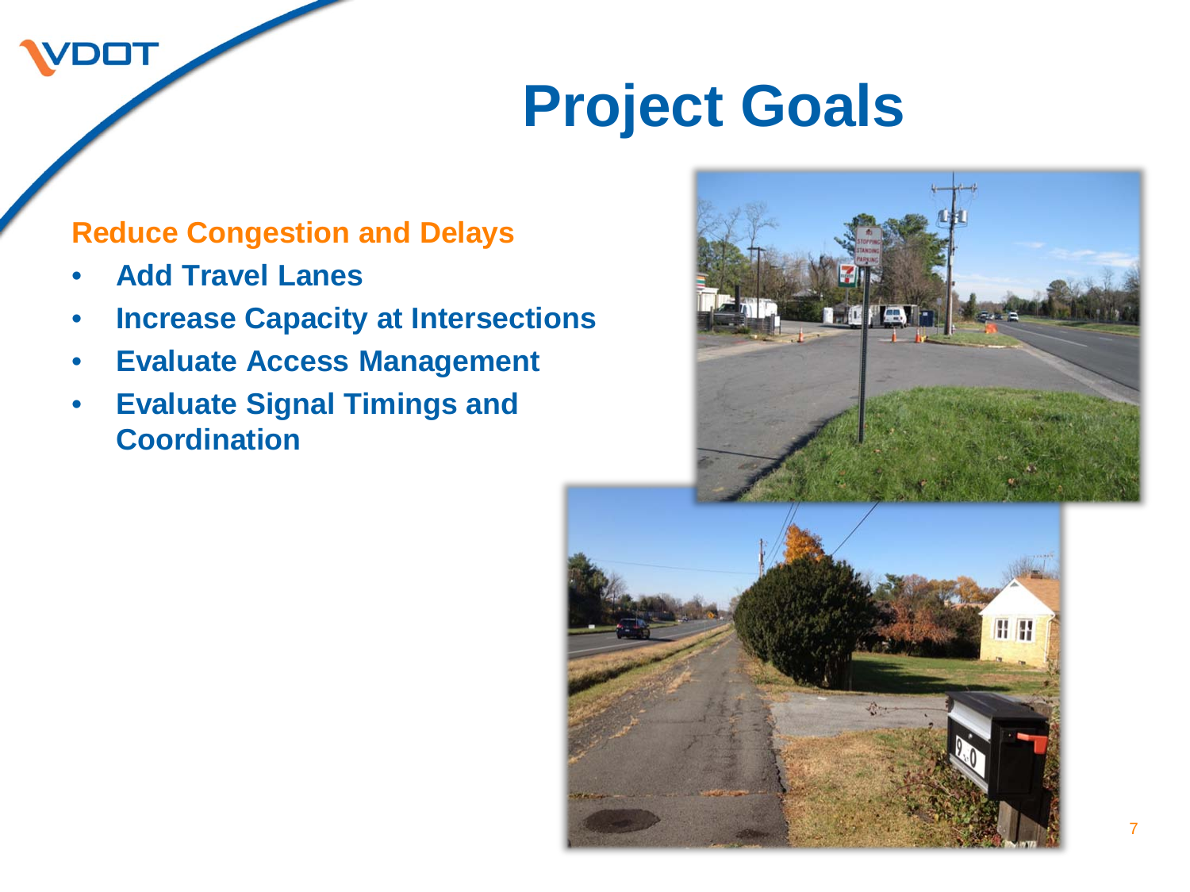# Project Goals

**Reduce Congestion and Delays**

- **Add Travel Lanes**
- **Increase Capacity at Intersections**
- **Evaluate Access Management**
- **Evaluate Signal Timings and Coordination**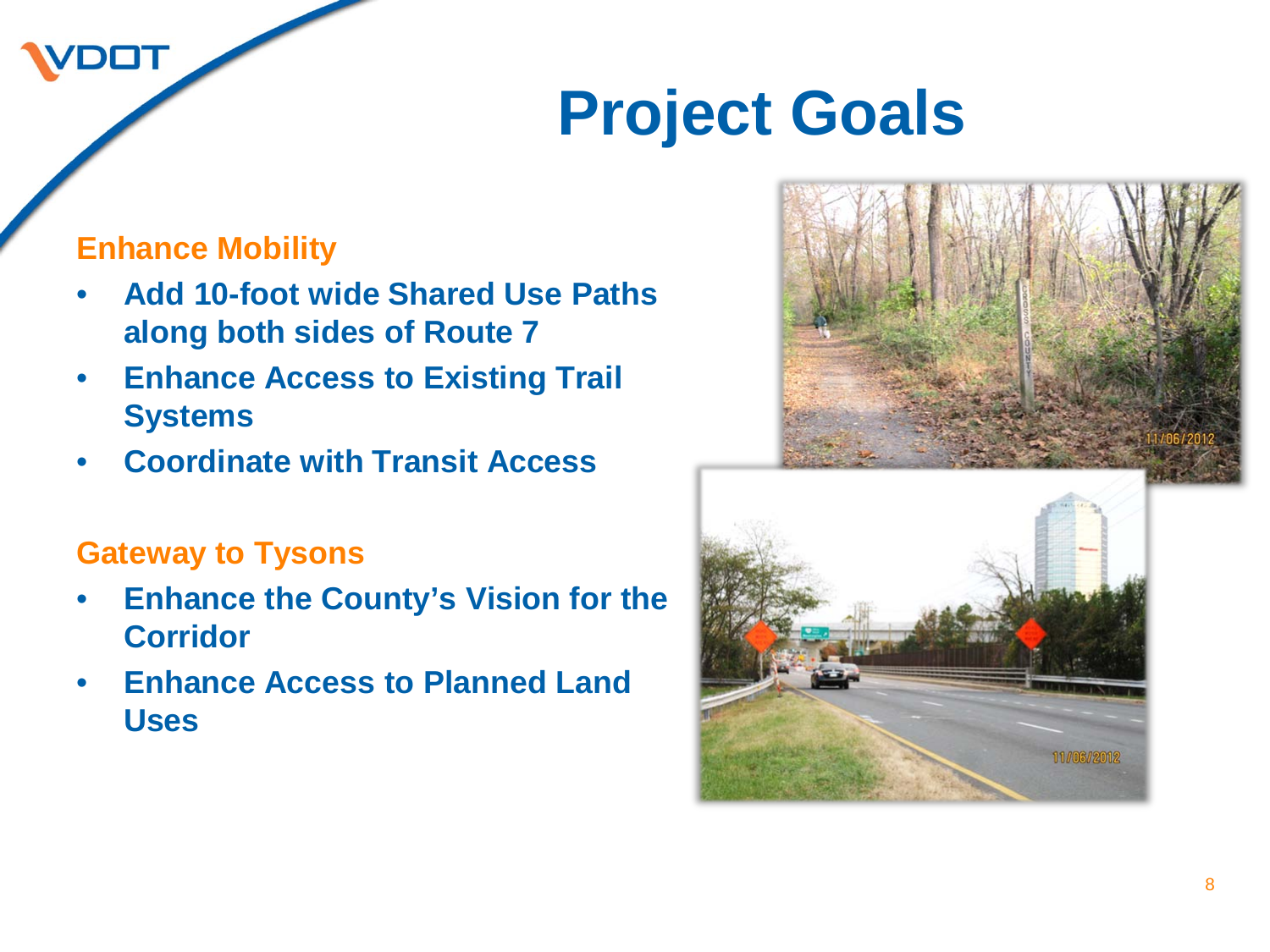# Project Goals

**Enhance Mobility**

- **Add 10-foot wide Shared Use Paths along both sides of Route 7**
- **Enhance Access to Existing Trail Systems**
- **Coordinate with Transit Access**

**Gateway to Tysons**

- **Enhance the County's Vision for the Corridor**
- **Enhance Access to Planned Land Uses**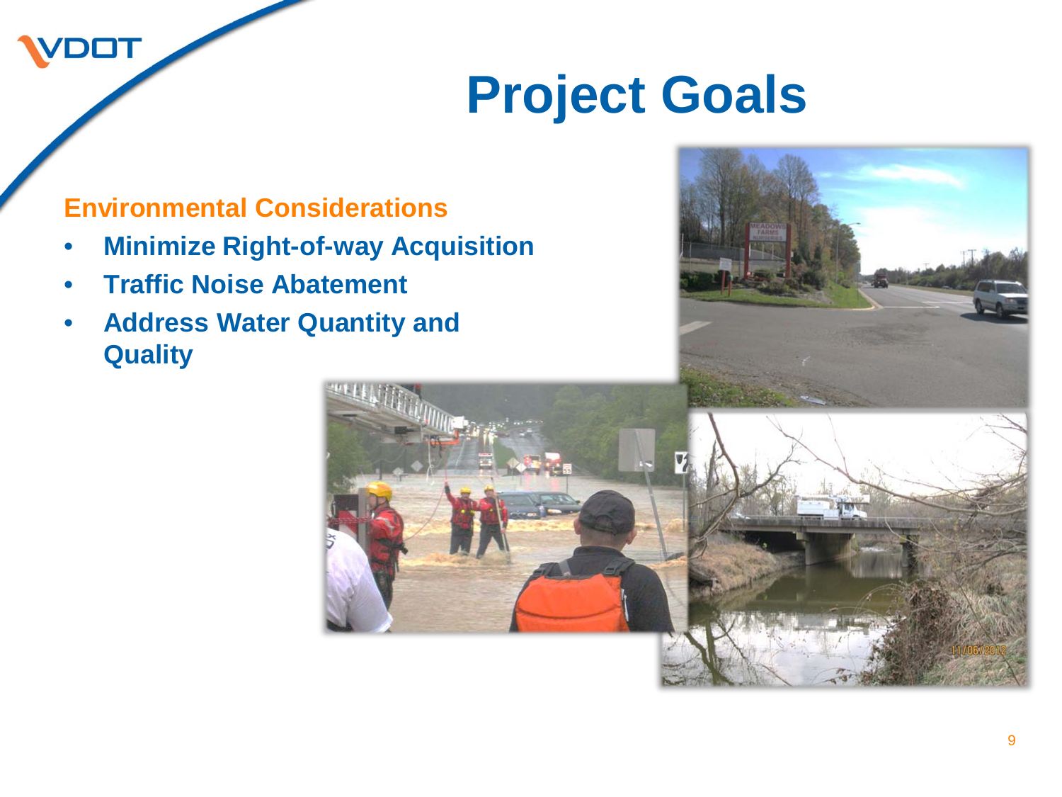# Project Goals

**Environmental Considerations**

- **Minimize Right-of-way Acquisition**
- **Traffic Noise Abatement**
- **Address Water Quantity and Quality**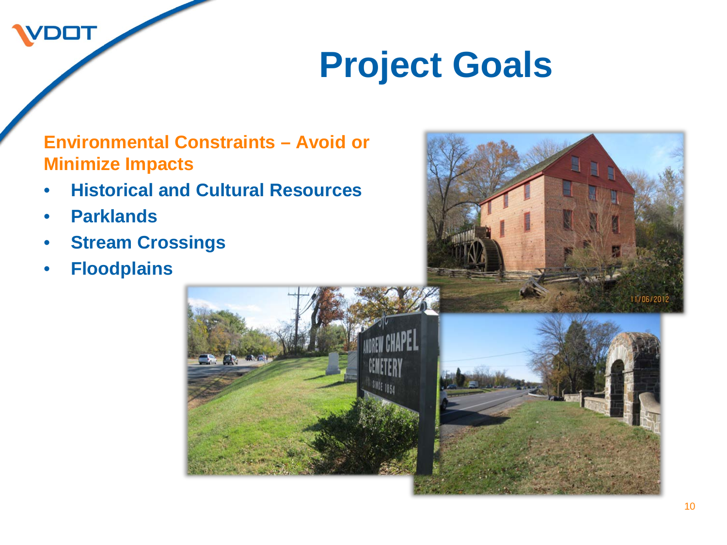# Project Goals

**Environmental Constraints – Avoid or Minimize Impacts**

- **Historical and Cultural Resources**
- **Parklands**
- **Stream Crossings**
- **Floodplains**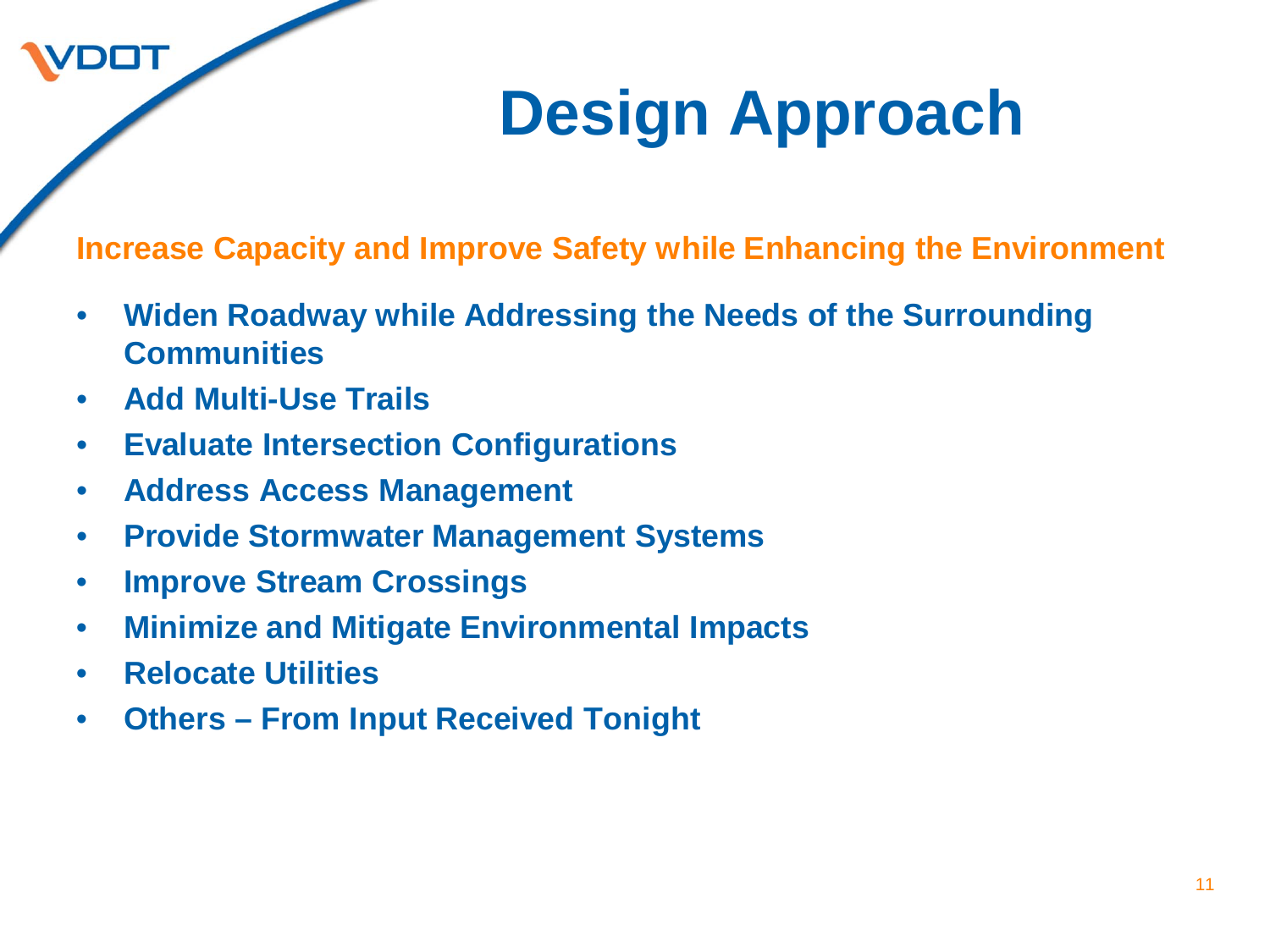# Design Approach

**Increase Capacity and Improve Safety while Enhancing the Environment**

- **Widen Roadway while Addressing the Needs of the Surrounding Communities**
- **Add Multi-Use Trails**
- **Evaluate Intersection Configurations**
- **Address Access Management**
- **Provide Stormwater Management Systems**
- **Improve Stream Crossings**
- **Minimize and Mitigate Environmental Impacts**
- **Relocate Utilities**
- **Others – From Input Received Tonight**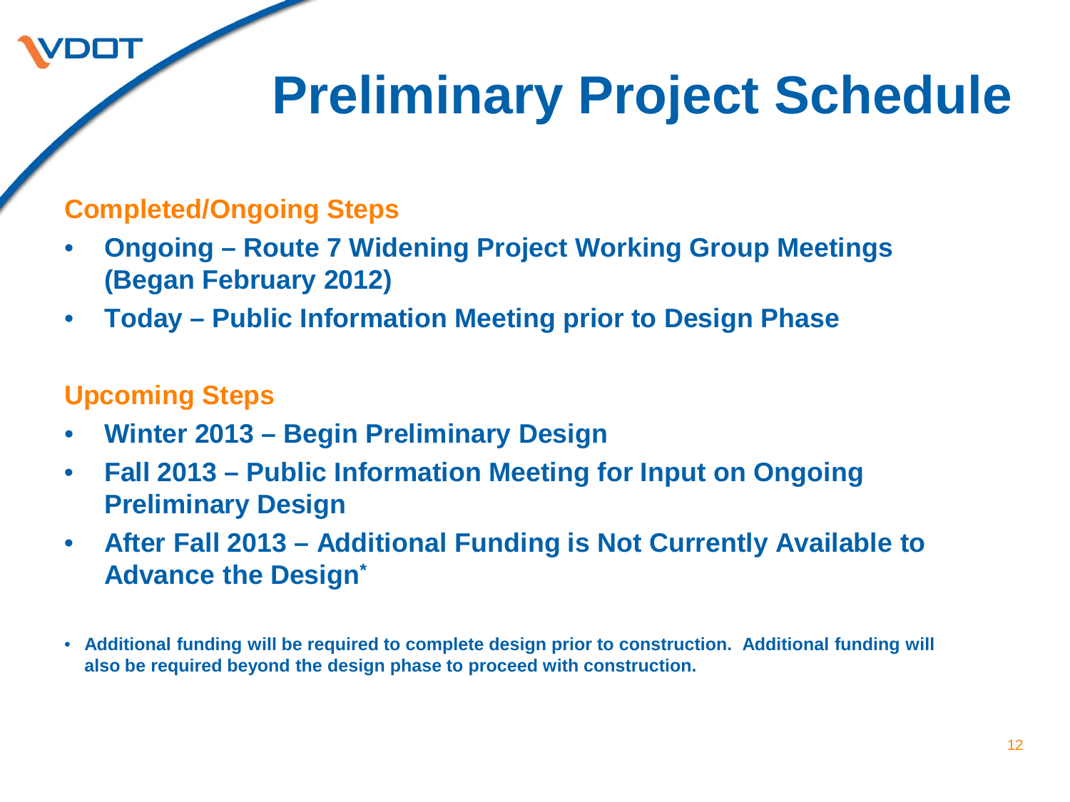# Preliminary Project Schedule

## Completed/Ongoing Steps

- **Ongoing – Route 7 Widening Project Working Group Meetings (Began February 2012)**
- **Today – Public Information Meeting prior to Design Phase**

## Upcoming Steps

- **Winter 2013 – Begin Preliminary Design**
- **Fall 2013 – Public Information Meeting for Input on Ongoing Preliminary Design**
- **After Fall 2013 – Additional Funding is Not Currently Available to Advance the Design***

- **Additional funding will be required to complete design prior to construction. Additional funding will also be required beyond the design phase to proceed with construction.**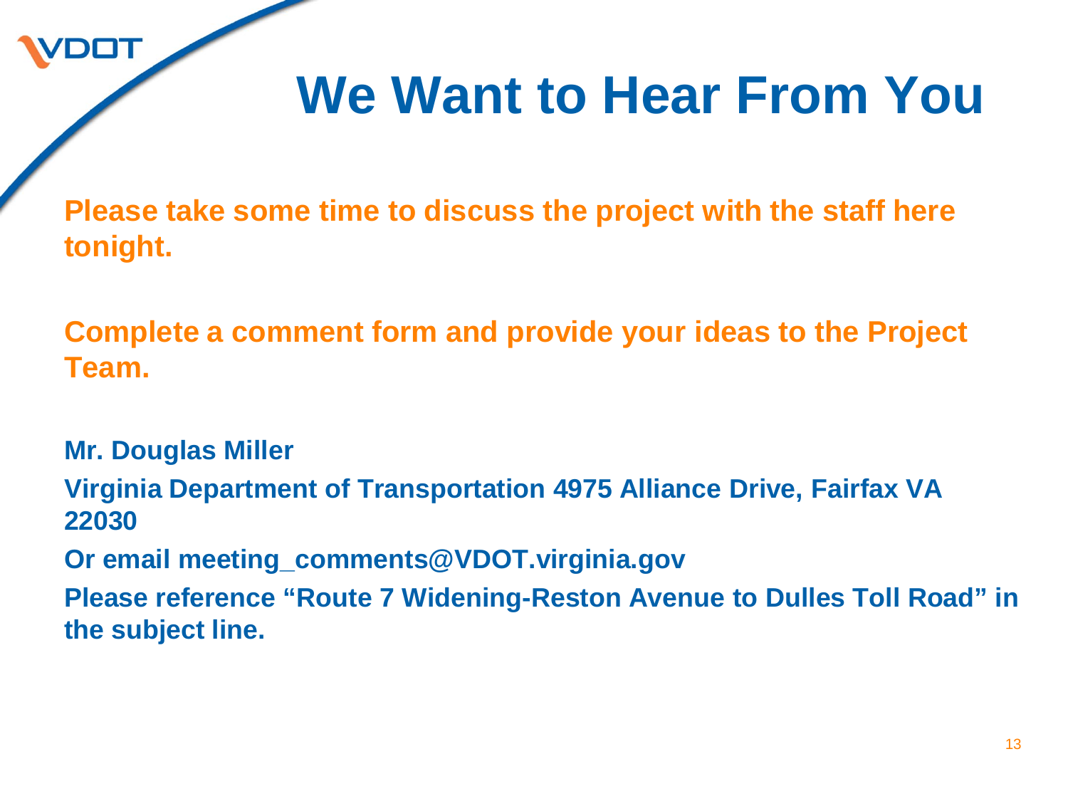# We Want to Hear From You

**Please take some time to discuss the project with the staff here tonight.**

**Complete a comment form and provide your ideas to the Project Team.**

**Mr. Douglas Miller**

**Virginia Department of Transportation 4975 Alliance Drive, Fairfax VA 22030**

**Or email meeting_comments@VDOT.virginia.gov**

**Please reference "Route 7 Widening-Reston Avenue to Dulles Toll Road" in the subject line.**